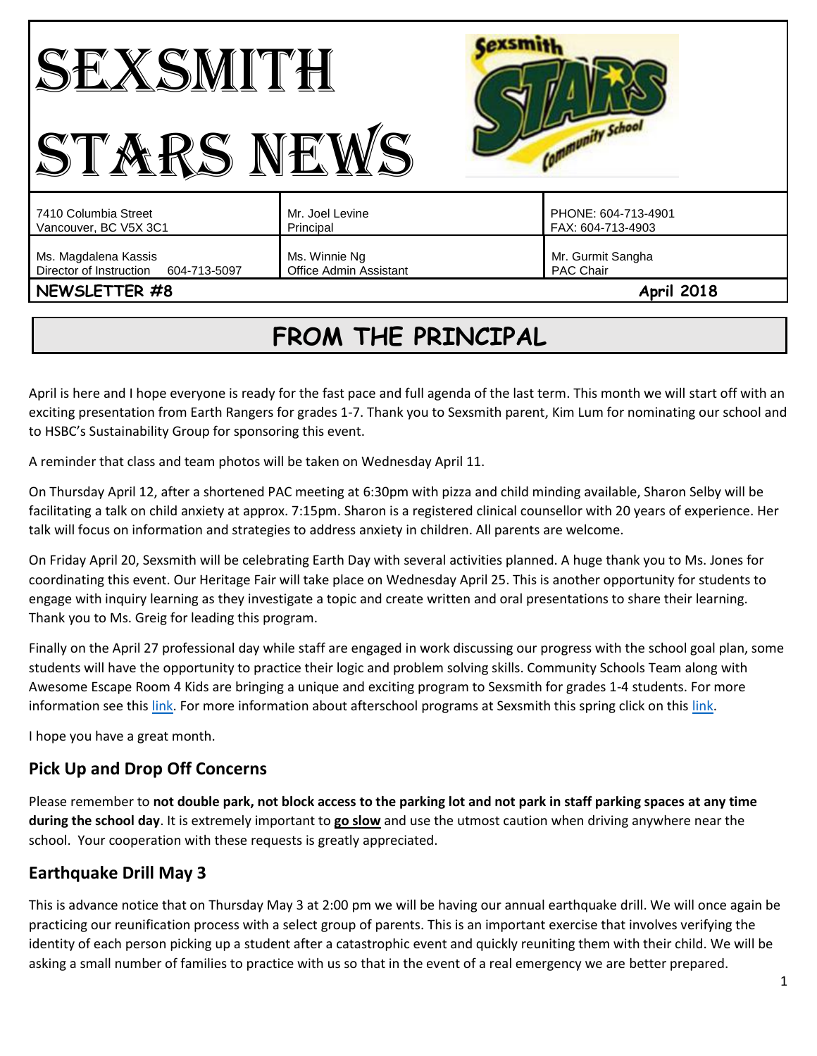# SEXSMITH STARS NEWS

| 7410 Columbia Street<br>Vancouver, BC V5X 3C1 | Mr. Joel Levine<br>Principal | PHONE: 604-713-4901<br>FAX: 604-713-4903 |
|---|---|---|
| Ms. Magdalena Kassis<br>Director of Instruction 604-713-5097 | Ms. Winnie Ng<br>Office Admin Assistant | Mr. Gurmit Sangha<br>PAC Chair |

**NEWSLETTER #8** **April 2018**

## FROM THE PRINCIPAL

April is here and I hope everyone is ready for the fast pace and full agenda of the last term. This month we will start off with an exciting presentation from Earth Rangers for grades 1-7. Thank you to Sexsmith parent, Kim Lum for nominating our school and to HSBC's Sustainability Group for sponsoring this event.

A reminder that class and team photos will be taken on Wednesday April 11.

On Thursday April 12, after a shortened PAC meeting at 6:30pm with pizza and child minding available, Sharon Selby will be facilitating a talk on child anxiety at approx. 7:15pm. Sharon is a registered clinical counsellor with 20 years of experience. Her talk will focus on information and strategies to address anxiety in children. All parents are welcome.

On Friday April 20, Sexsmith will be celebrating Earth Day with several activities planned. A huge thank you to Ms. Jones for coordinating this event. Our Heritage Fair will take place on Wednesday April 25. This is another opportunity for students to engage with inquiry learning as they investigate a topic and create written and oral presentations to share their learning. Thank you to Ms. Greig for leading this program.

Finally on the April 27 professional day while staff are engaged in work discussing our progress with the school goal plan, some students will have the opportunity to practice their logic and problem solving skills. Community Schools Team along with Awesome Escape Room 4 Kids are bringing a unique and exciting program to Sexsmith for grades 1-4 students. For more information see this link. For more information about afterschool programs at Sexsmith this spring click on this link.

I hope you have a great month.

### Pick Up and Drop Off Concerns

Please remember to **not double park, not block access to the parking lot and not park in staff parking spaces at any time during the school day**. It is extremely important to **go slow** and use the utmost caution when driving anywhere near the school. Your cooperation with these requests is greatly appreciated.

### Earthquake Drill May 3

This is advance notice that on Thursday May 3 at 2:00 pm we will be having our annual earthquake drill. We will once again be practicing our reunification process with a select group of parents. This is an important exercise that involves verifying the identity of each person picking up a student after a catastrophic event and quickly reuniting them with their child. We will be asking a small number of families to practice with us so that in the event of a real emergency we are better prepared.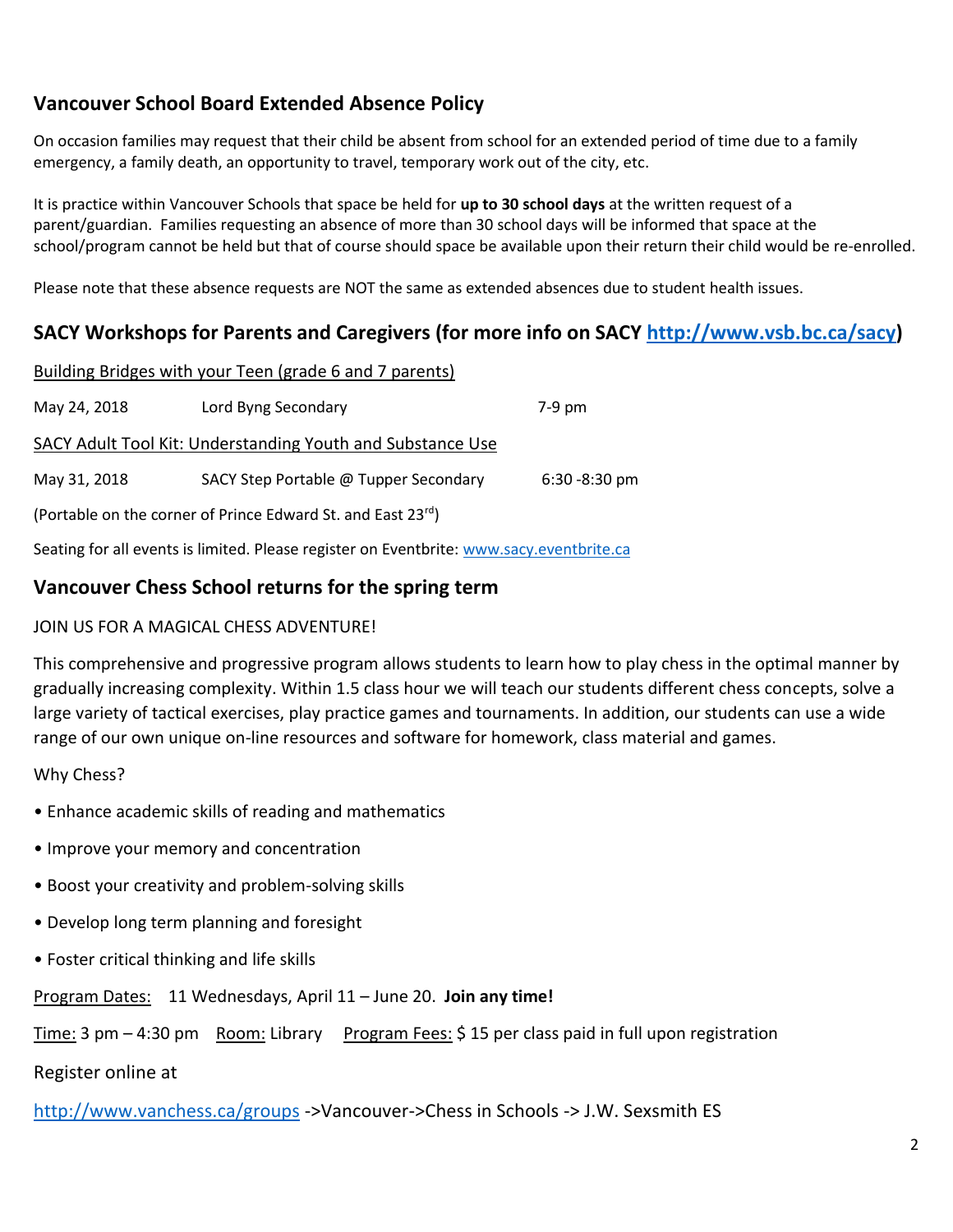## Vancouver School Board Extended Absence Policy

On occasion families may request that their child be absent from school for an extended period of time due to a family emergency, a family death, an opportunity to travel, temporary work out of the city, etc.

It is practice within Vancouver Schools that space be held for **up to 30 school days** at the written request of a parent/guardian. Families requesting an absence of more than 30 school days will be informed that space at the school/program cannot be held but that of course should space be available upon their return their child would be re-enrolled.

Please note that these absence requests are NOT the same as extended absences due to student health issues.

## SACY Workshops for Parents and Caregivers (for more info on SACY http://www.vsb.bc.ca/sacy)

Building Bridges with your Teen (grade 6 and 7 parents)

May 24, 2018 Lord Byng Secondary 7-9 pm

SACY Adult Tool Kit: Understanding Youth and Substance Use

May 31, 2018 SACY Step Portable @ Tupper Secondary 6:30 -8:30 pm

(Portable on the corner of Prince Edward St. and East 23rd)

Seating for all events is limited. Please register on Eventbrite: www.sacy.eventbrite.ca

## Vancouver Chess School returns for the spring term

JOIN US FOR A MAGICAL CHESS ADVENTURE!

This comprehensive and progressive program allows students to learn how to play chess in the optimal manner by gradually increasing complexity. Within 1.5 class hour we will teach our students different chess concepts, solve a large variety of tactical exercises, play practice games and tournaments. In addition, our students can use a wide range of our own unique on-line resources and software for homework, class material and games.

Why Chess?

- Enhance academic skills of reading and mathematics
- Improve your memory and concentration
- Boost your creativity and problem-solving skills
- Develop long term planning and foresight
- Foster critical thinking and life skills

Program Dates: 11 Wednesdays, April 11 – June 20. **Join any time!**

Time: 3 pm – 4:30 pm Room: Library Program Fees: $ 15 per class paid in full upon registration

Register online at

http://www.vanchess.ca/groups ->Vancouver->Chess in Schools -> J.W. Sexsmith ES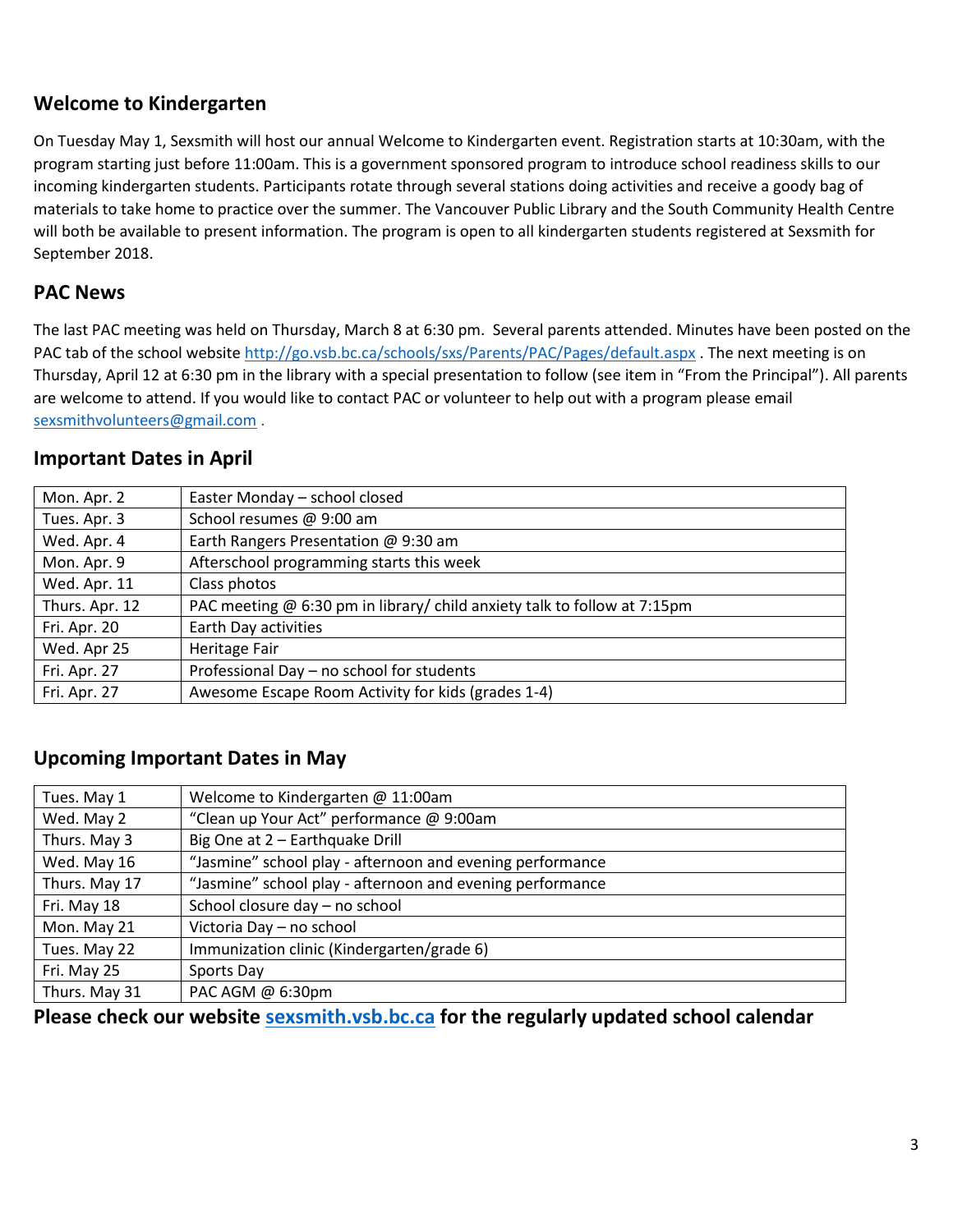## Welcome to Kindergarten

On Tuesday May 1, Sexsmith will host our annual Welcome to Kindergarten event. Registration starts at 10:30am, with the program starting just before 11:00am. This is a government sponsored program to introduce school readiness skills to our incoming kindergarten students. Participants rotate through several stations doing activities and receive a goody bag of materials to take home to practice over the summer. The Vancouver Public Library and the South Community Health Centre will both be available to present information. The program is open to all kindergarten students registered at Sexsmith for September 2018.

## PAC News

The last PAC meeting was held on Thursday, March 8 at 6:30 pm. Several parents attended. Minutes have been posted on the PAC tab of the school website http://go.vsb.bc.ca/schools/sxs/Parents/PAC/Pages/default.aspx . The next meeting is on Thursday, April 12 at 6:30 pm in the library with a special presentation to follow (see item in "From the Principal"). All parents are welcome to attend. If you would like to contact PAC or volunteer to help out with a program please email sexsmithvolunteers@gmail.com .

## Important Dates in April

| | |
|---|---|
| Mon. Apr. 2 | Easter Monday – school closed |
| Tues. Apr. 3 | School resumes @ 9:00 am |
| Wed. Apr. 4 | Earth Rangers Presentation @ 9:30 am |
| Mon. Apr. 9 | Afterschool programming starts this week |
| Wed. Apr. 11 | Class photos |
| Thurs. Apr. 12 | PAC meeting @ 6:30 pm in library/ child anxiety talk to follow at 7:15pm |
| Fri. Apr. 20 | Earth Day activities |
| Wed. Apr 25 | Heritage Fair |
| Fri. Apr. 27 | Professional Day – no school for students |
| Fri. Apr. 27 | Awesome Escape Room Activity for kids (grades 1-4) |

## Upcoming Important Dates in May

| | |
|---|---|
| Tues. May 1 | Welcome to Kindergarten @ 11:00am |
| Wed. May 2 | "Clean up Your Act" performance @ 9:00am |
| Thurs. May 3 | Big One at 2 – Earthquake Drill |
| Wed. May 16 | "Jasmine" school play - afternoon and evening performance |
| Thurs. May 17 | "Jasmine" school play - afternoon and evening performance |
| Fri. May 18 | School closure day – no school |
| Mon. May 21 | Victoria Day – no school |
| Tues. May 22 | Immunization clinic (Kindergarten/grade 6) |
| Fri. May 25 | Sports Day |
| Thurs. May 31 | PAC AGM @ 6:30pm |

**Please check our website sexsmith.vsb.bc.ca for the regularly updated school calendar**